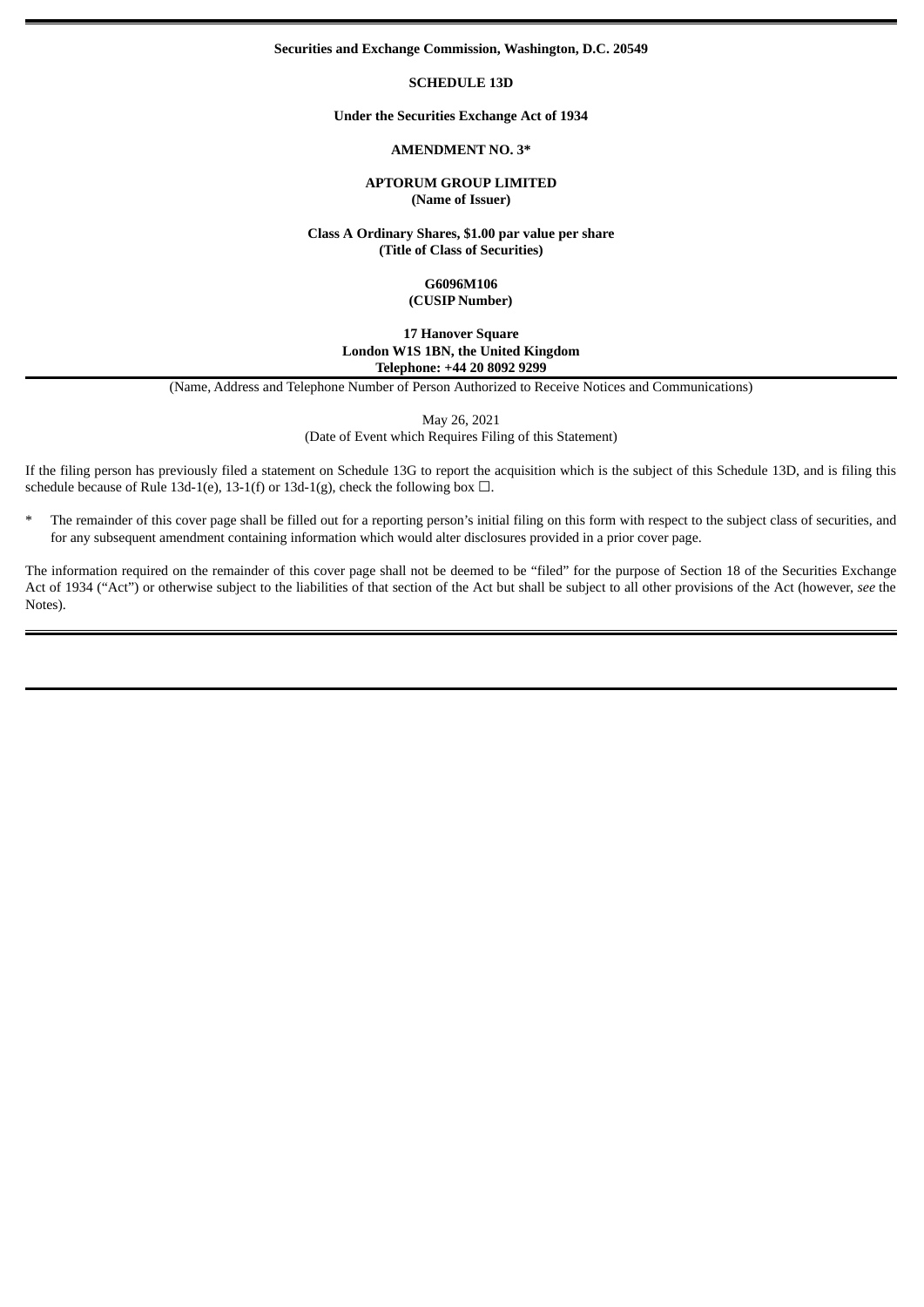**Securities and Exchange Commission, Washington, D.C. 20549**

**SCHEDULE 13D**

**Under the Securities Exchange Act of 1934**

**AMENDMENT NO. 3***

**APTORUM GROUP LIMITED**
**(Name of Issuer)**

**Class A Ordinary Shares, $1.00 par value per share**
**(Title of Class of Securities)**

**G6096M106**
**(CUSIP Number)**

**17 Hanover Square**
**London W1S 1BN, the United Kingdom**
**Telephone: +44 20 8092 9299**

(Name, Address and Telephone Number of Person Authorized to Receive Notices and Communications)

May 26, 2021
(Date of Event which Requires Filing of this Statement)

If the filing person has previously filed a statement on Schedule 13G to report the acquisition which is the subject of this Schedule 13D, and is filing this schedule because of Rule 13d-1(e), 13-1(f) or 13d-1(g), check the following box ☐.

\* The remainder of this cover page shall be filled out for a reporting person's initial filing on this form with respect to the subject class of securities, and for any subsequent amendment containing information which would alter disclosures provided in a prior cover page.

The information required on the remainder of this cover page shall not be deemed to be "filed" for the purpose of Section 18 of the Securities Exchange Act of 1934 ("Act") or otherwise subject to the liabilities of that section of the Act but shall be subject to all other provisions of the Act (however, *see* the Notes).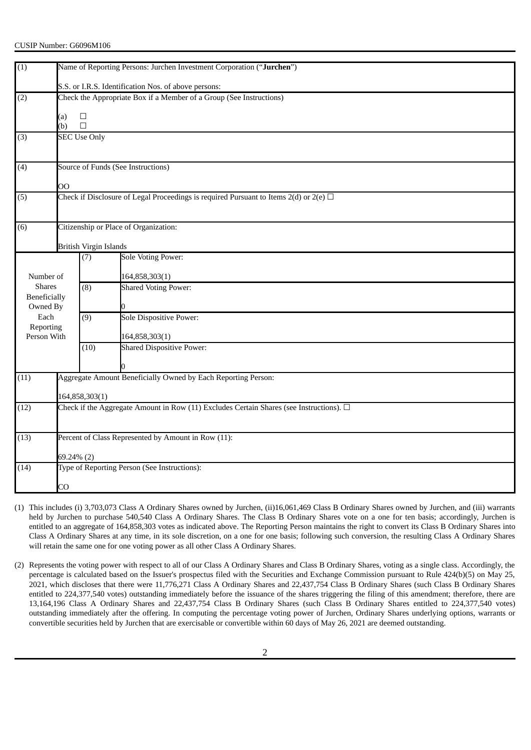CUSIP Number: G6096M106

| (1) | Name of Reporting Persons: Jurchen Investment Corporation ("**Jurchen**")<br><br>S.S. or I.R.S. Identification Nos. of above persons: | | |
|---|---|---|---|
| (2) | Check the Appropriate Box if a Member of a Group (See Instructions)<br><br>(a) ☐<br>(b) ☐ | | |
| (3) | SEC Use Only | | |
| (4) | Source of Funds (See Instructions)<br><br>OO | | |
| (5) | Check if Disclosure of Legal Proceedings is required Pursuant to Items 2(d) or 2(e) ☐ | | |
| (6) | Citizenship or Place of Organization:<br><br>British Virgin Islands | | |
| Number of Shares Beneficially Owned By Each Reporting Person With | | (7) | Sole Voting Power:<br><br>164,858,303(1) |
| | | (8) | Shared Voting Power:<br><br>0 |
| | | (9) | Sole Dispositive Power:<br><br>164,858,303(1) |
| | | (10) | Shared Dispositive Power:<br><br>0 |
| (11) | Aggregate Amount Beneficially Owned by Each Reporting Person:<br><br>164,858,303(1) | | |
| (12) | Check if the Aggregate Amount in Row (11) Excludes Certain Shares (see Instructions). ☐ | | |
| (13) | Percent of Class Represented by Amount in Row (11):<br><br>69.24% (2) | | |
| (14) | Type of Reporting Person (See Instructions):<br><br>CO | | |

(1) This includes (i) 3,703,073 Class A Ordinary Shares owned by Jurchen, (ii)16,061,469 Class B Ordinary Shares owned by Jurchen, and (iii) warrants held by Jurchen to purchase 540,540 Class A Ordinary Shares. The Class B Ordinary Shares vote on a one for ten basis; accordingly, Jurchen is entitled to an aggregate of 164,858,303 votes as indicated above. The Reporting Person maintains the right to convert its Class B Ordinary Shares into Class A Ordinary Shares at any time, in its sole discretion, on a one for one basis; following such conversion, the resulting Class A Ordinary Shares will retain the same one for one voting power as all other Class A Ordinary Shares.

(2) Represents the voting power with respect to all of our Class A Ordinary Shares and Class B Ordinary Shares, voting as a single class. Accordingly, the percentage is calculated based on the Issuer's prospectus filed with the Securities and Exchange Commission pursuant to Rule 424(b)(5) on May 25, 2021, which discloses that there were 11,776,271 Class A Ordinary Shares and 22,437,754 Class B Ordinary Shares (such Class B Ordinary Shares entitled to 224,377,540 votes) outstanding immediately before the issuance of the shares triggering the filing of this amendment; therefore, there are 13,164,196 Class A Ordinary Shares and 22,437,754 Class B Ordinary Shares (such Class B Ordinary Shares entitled to 224,377,540 votes) outstanding immediately after the offering. In computing the percentage voting power of Jurchen, Ordinary Shares underlying options, warrants or convertible securities held by Jurchen that are exercisable or convertible within 60 days of May 26, 2021 are deemed outstanding.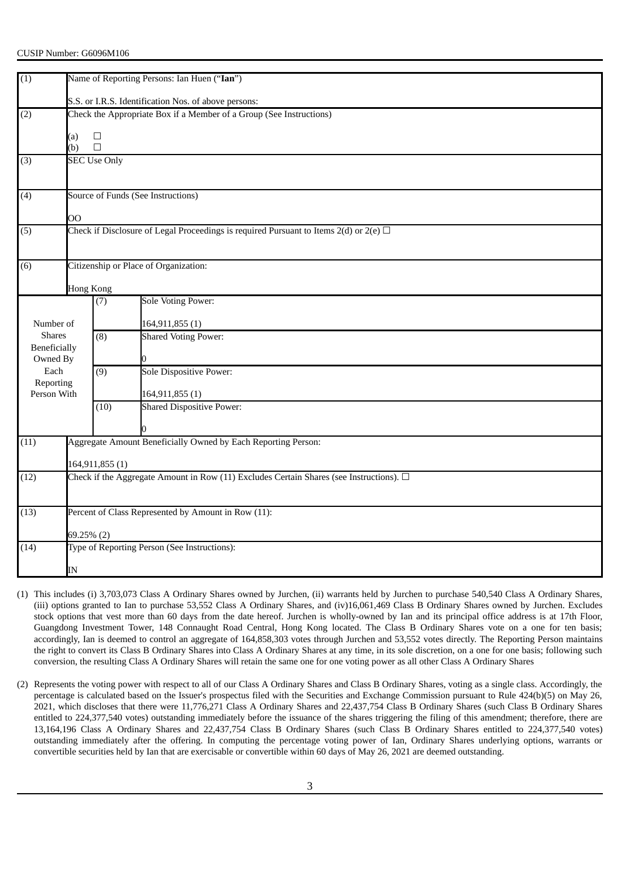CUSIP Number: G6096M106

| (1) | Name of Reporting Persons: Ian Huen ("**Ian**")<br><br>S.S. or I.R.S. Identification Nos. of above persons: | | |
|---|---|---|---|
| (2) | Check the Appropriate Box if a Member of a Group (See Instructions)<br><br>(a) ☐<br>(b) ☐ | | |
| (3) | SEC Use Only | | |
| (4) | Source of Funds (See Instructions)<br><br>OO | | |
| (5) | Check if Disclosure of Legal Proceedings is required Pursuant to Items 2(d) or 2(e) ☐ | | |
| (6) | Citizenship or Place of Organization:<br><br>Hong Kong | | |
| Number of Shares Beneficially Owned By Each Reporting Person With | (7) | Sole Voting Power:<br><br>164,911,855 (1) | |
| | (8) | Shared Voting Power:<br><br>0 | |
| | (9) | Sole Dispositive Power:<br><br>164,911,855 (1) | |
| | (10) | Shared Dispositive Power:<br><br>0 | |
| (11) | Aggregate Amount Beneficially Owned by Each Reporting Person:<br><br>164,911,855 (1) | | |
| (12) | Check if the Aggregate Amount in Row (11) Excludes Certain Shares (see Instructions). ☐ | | |
| (13) | Percent of Class Represented by Amount in Row (11):<br><br>69.25% (2) | | |
| (14) | Type of Reporting Person (See Instructions):<br><br>IN | | |

(1) This includes (i) 3,703,073 Class A Ordinary Shares owned by Jurchen, (ii) warrants held by Jurchen to purchase 540,540 Class A Ordinary Shares, (iii) options granted to Ian to purchase 53,552 Class A Ordinary Shares, and (iv)16,061,469 Class B Ordinary Shares owned by Jurchen. Excludes stock options that vest more than 60 days from the date hereof. Jurchen is wholly-owned by Ian and its principal office address is at 17th Floor, Guangdong Investment Tower, 148 Connaught Road Central, Hong Kong located. The Class B Ordinary Shares vote on a one for ten basis; accordingly, Ian is deemed to control an aggregate of 164,858,303 votes through Jurchen and 53,552 votes directly. The Reporting Person maintains the right to convert its Class B Ordinary Shares into Class A Ordinary Shares at any time, in its sole discretion, on a one for one basis; following such conversion, the resulting Class A Ordinary Shares will retain the same one for one voting power as all other Class A Ordinary Shares

(2) Represents the voting power with respect to all of our Class A Ordinary Shares and Class B Ordinary Shares, voting as a single class. Accordingly, the percentage is calculated based on the Issuer's prospectus filed with the Securities and Exchange Commission pursuant to Rule 424(b)(5) on May 26, 2021, which discloses that there were 11,776,271 Class A Ordinary Shares and 22,437,754 Class B Ordinary Shares (such Class B Ordinary Shares entitled to 224,377,540 votes) outstanding immediately before the issuance of the shares triggering the filing of this amendment; therefore, there are 13,164,196 Class A Ordinary Shares and 22,437,754 Class B Ordinary Shares (such Class B Ordinary Shares entitled to 224,377,540 votes) outstanding immediately after the offering. In computing the percentage voting power of Ian, Ordinary Shares underlying options, warrants or convertible securities held by Ian that are exercisable or convertible within 60 days of May 26, 2021 are deemed outstanding.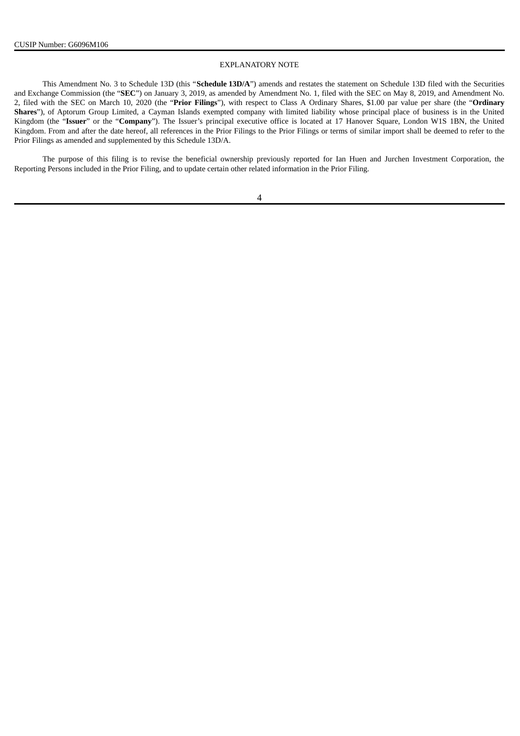CUSIP Number: G6096M106

## EXPLANATORY NOTE

This Amendment No. 3 to Schedule 13D (this "**Schedule 13D/A**") amends and restates the statement on Schedule 13D filed with the Securities and Exchange Commission (the "**SEC**") on January 3, 2019, as amended by Amendment No. 1, filed with the SEC on May 8, 2019, and Amendment No. 2, filed with the SEC on March 10, 2020 (the "**Prior Filings**"), with respect to Class A Ordinary Shares, $1.00 par value per share (the "**Ordinary Shares**"), of Aptorum Group Limited, a Cayman Islands exempted company with limited liability whose principal place of business is in the United Kingdom (the "**Issuer**" or the "**Company**"). The Issuer's principal executive office is located at 17 Hanover Square, London W1S 1BN, the United Kingdom. From and after the date hereof, all references in the Prior Filings to the Prior Filings or terms of similar import shall be deemed to refer to the Prior Filings as amended and supplemented by this Schedule 13D/A.

The purpose of this filing is to revise the beneficial ownership previously reported for Ian Huen and Jurchen Investment Corporation, the Reporting Persons included in the Prior Filing, and to update certain other related information in the Prior Filing.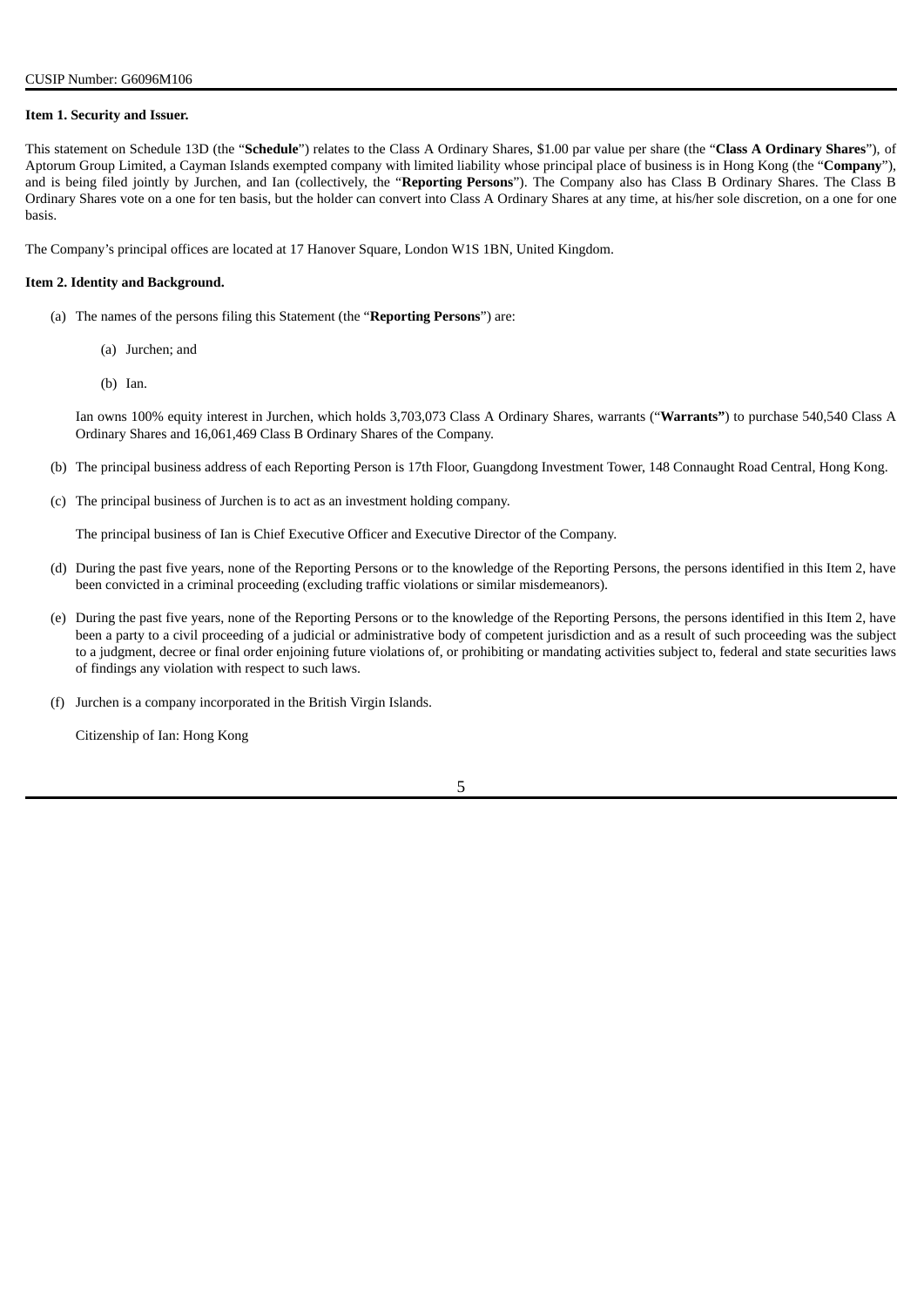**Item 1. Security and Issuer.**

This statement on Schedule 13D (the "**Schedule**") relates to the Class A Ordinary Shares, $1.00 par value per share (the "**Class A Ordinary Shares**"), of Aptorum Group Limited, a Cayman Islands exempted company with limited liability whose principal place of business is in Hong Kong (the "**Company**"), and is being filed jointly by Jurchen, and Ian (collectively, the "**Reporting Persons**"). The Company also has Class B Ordinary Shares. The Class B Ordinary Shares vote on a one for ten basis, but the holder can convert into Class A Ordinary Shares at any time, at his/her sole discretion, on a one for one basis.

The Company's principal offices are located at 17 Hanover Square, London W1S 1BN, United Kingdom.

**Item 2. Identity and Background.**

(a) The names of the persons filing this Statement (the "**Reporting Persons**") are:

   (a) Jurchen; and

   (b) Ian.

   Ian owns 100% equity interest in Jurchen, which holds 3,703,073 Class A Ordinary Shares, warrants ("**Warrants"**) to purchase 540,540 Class A Ordinary Shares and 16,061,469 Class B Ordinary Shares of the Company.

(b) The principal business address of each Reporting Person is 17th Floor, Guangdong Investment Tower, 148 Connaught Road Central, Hong Kong.

(c) The principal business of Jurchen is to act as an investment holding company.

   The principal business of Ian is Chief Executive Officer and Executive Director of the Company.

(d) During the past five years, none of the Reporting Persons or to the knowledge of the Reporting Persons, the persons identified in this Item 2, have been convicted in a criminal proceeding (excluding traffic violations or similar misdemeanors).

(e) During the past five years, none of the Reporting Persons or to the knowledge of the Reporting Persons, the persons identified in this Item 2, have been a party to a civil proceeding of a judicial or administrative body of competent jurisdiction and as a result of such proceeding was the subject to a judgment, decree or final order enjoining future violations of, or prohibiting or mandating activities subject to, federal and state securities laws of findings any violation with respect to such laws.

(f) Jurchen is a company incorporated in the British Virgin Islands.

   Citizenship of Ian: Hong Kong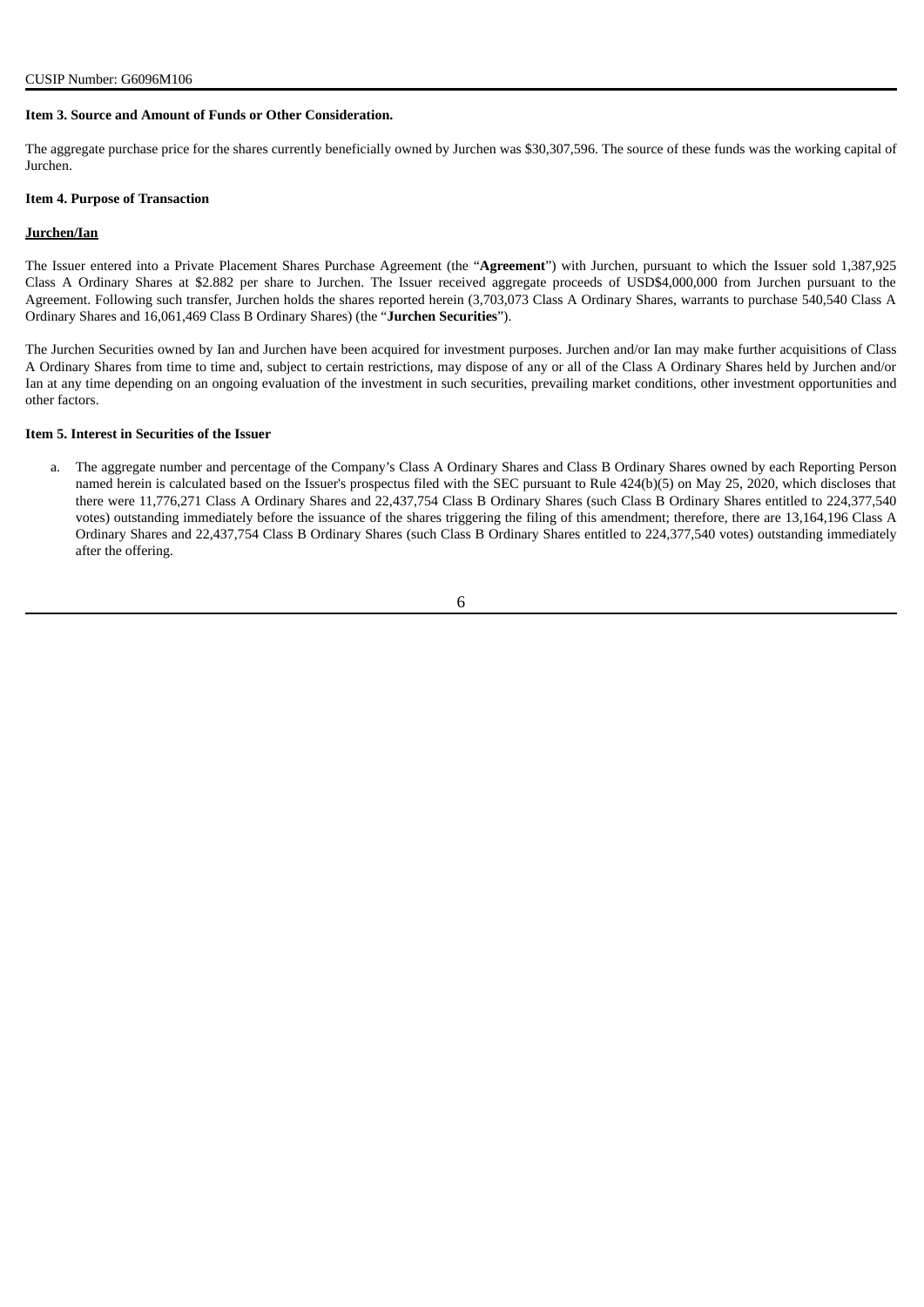CUSIP Number: G6096M106

**Item 3. Source and Amount of Funds or Other Consideration.**

The aggregate purchase price for the shares currently beneficially owned by Jurchen was $30,307,596. The source of these funds was the working capital of Jurchen.

**Item 4. Purpose of Transaction**

**Jurchen/Ian**

The Issuer entered into a Private Placement Shares Purchase Agreement (the "**Agreement**") with Jurchen, pursuant to which the Issuer sold 1,387,925 Class A Ordinary Shares at $2.882 per share to Jurchen. The Issuer received aggregate proceeds of USD$4,000,000 from Jurchen pursuant to the Agreement. Following such transfer, Jurchen holds the shares reported herein (3,703,073 Class A Ordinary Shares, warrants to purchase 540,540 Class A Ordinary Shares and 16,061,469 Class B Ordinary Shares) (the "**Jurchen Securities**").

The Jurchen Securities owned by Ian and Jurchen have been acquired for investment purposes. Jurchen and/or Ian may make further acquisitions of Class A Ordinary Shares from time to time and, subject to certain restrictions, may dispose of any or all of the Class A Ordinary Shares held by Jurchen and/or Ian at any time depending on an ongoing evaluation of the investment in such securities, prevailing market conditions, other investment opportunities and other factors.

**Item 5. Interest in Securities of the Issuer**

a. The aggregate number and percentage of the Company's Class A Ordinary Shares and Class B Ordinary Shares owned by each Reporting Person named herein is calculated based on the Issuer's prospectus filed with the SEC pursuant to Rule 424(b)(5) on May 25, 2020, which discloses that there were 11,776,271 Class A Ordinary Shares and 22,437,754 Class B Ordinary Shares (such Class B Ordinary Shares entitled to 224,377,540 votes) outstanding immediately before the issuance of the shares triggering the filing of this amendment; therefore, there are 13,164,196 Class A Ordinary Shares and 22,437,754 Class B Ordinary Shares (such Class B Ordinary Shares entitled to 224,377,540 votes) outstanding immediately after the offering.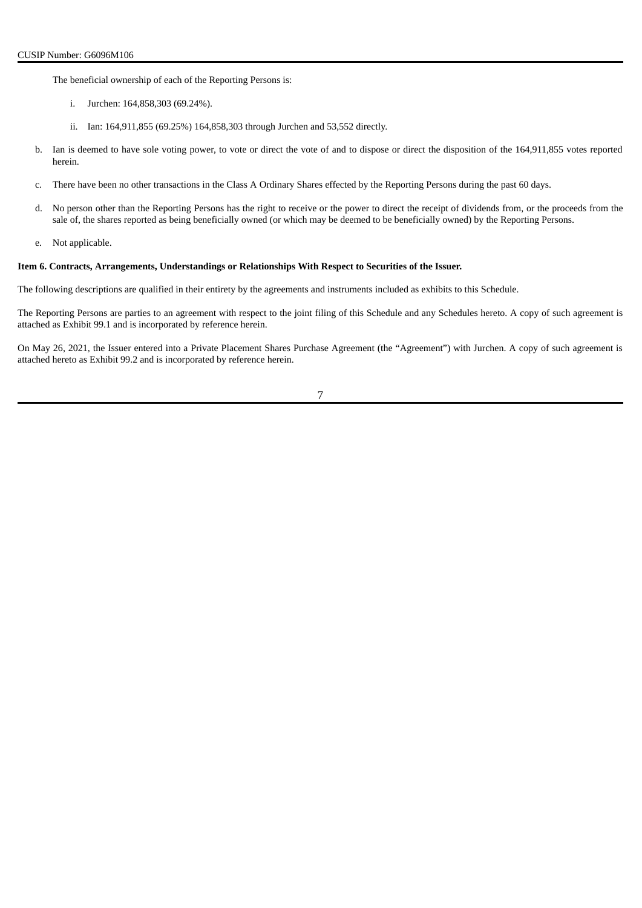The beneficial ownership of each of the Reporting Persons is:

i. Jurchen: 164,858,303 (69.24%).

ii. Ian: 164,911,855 (69.25%) 164,858,303 through Jurchen and 53,552 directly.

b. Ian is deemed to have sole voting power, to vote or direct the vote of and to dispose or direct the disposition of the 164,911,855 votes reported herein.

c. There have been no other transactions in the Class A Ordinary Shares effected by the Reporting Persons during the past 60 days.

d. No person other than the Reporting Persons has the right to receive or the power to direct the receipt of dividends from, or the proceeds from the sale of, the shares reported as being beneficially owned (or which may be deemed to be beneficially owned) by the Reporting Persons.

e. Not applicable.

**Item 6. Contracts, Arrangements, Understandings or Relationships With Respect to Securities of the Issuer.**

The following descriptions are qualified in their entirety by the agreements and instruments included as exhibits to this Schedule.

The Reporting Persons are parties to an agreement with respect to the joint filing of this Schedule and any Schedules hereto. A copy of such agreement is attached as Exhibit 99.1 and is incorporated by reference herein.

On May 26, 2021, the Issuer entered into a Private Placement Shares Purchase Agreement (the "Agreement") with Jurchen. A copy of such agreement is attached hereto as Exhibit 99.2 and is incorporated by reference herein.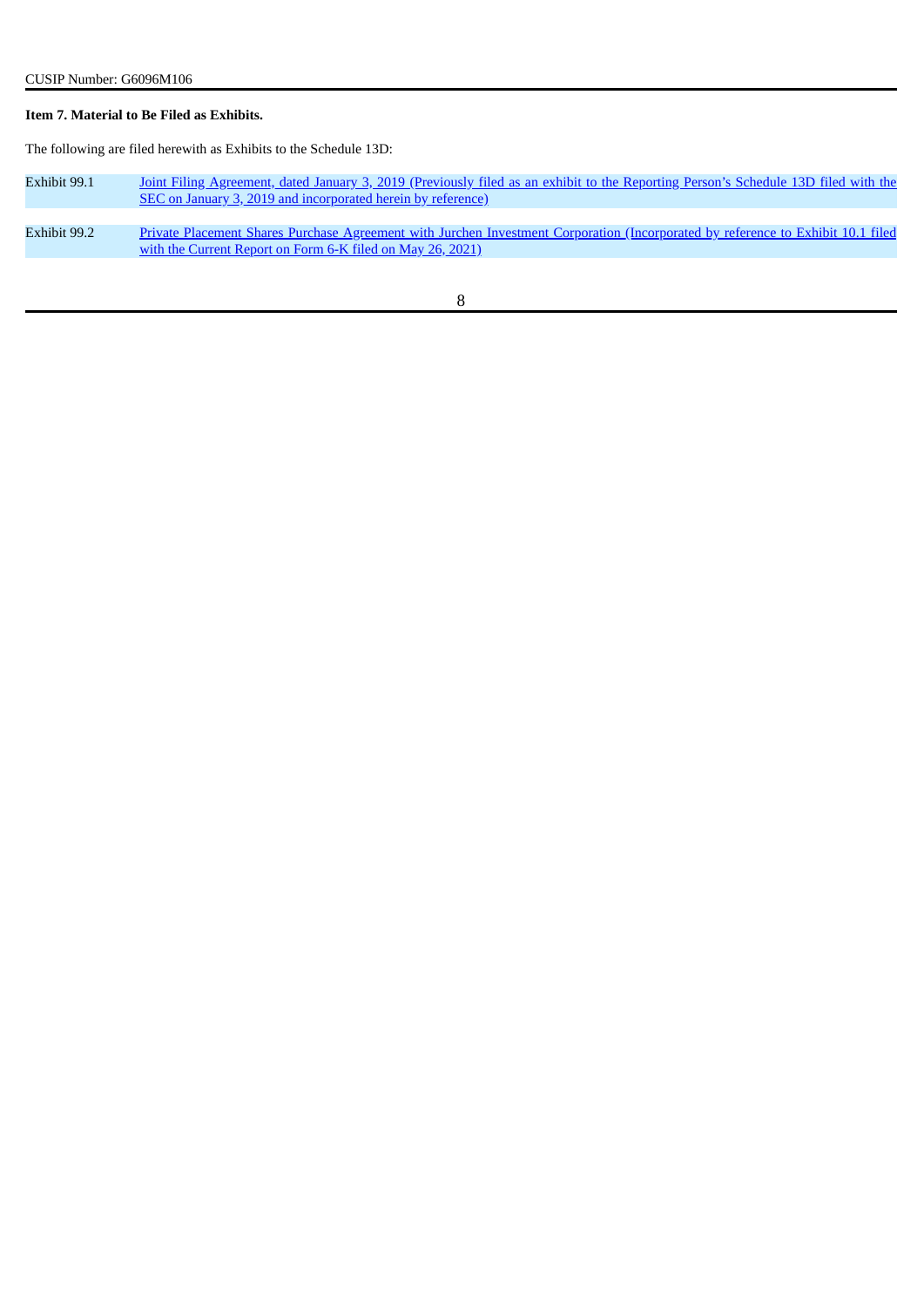CUSIP Number: G6096M106

**Item 7. Material to Be Filed as Exhibits.**

The following are filed herewith as Exhibits to the Schedule 13D:

| | |
|---|---|
| Exhibit 99.1 | Joint Filing Agreement, dated January 3, 2019 (Previously filed as an exhibit to the Reporting Person's Schedule 13D filed with the SEC on January 3, 2019 and incorporated herein by reference) |
| Exhibit 99.2 | Private Placement Shares Purchase Agreement with Jurchen Investment Corporation (Incorporated by reference to Exhibit 10.1 filed with the Current Report on Form 6-K filed on May 26, 2021) |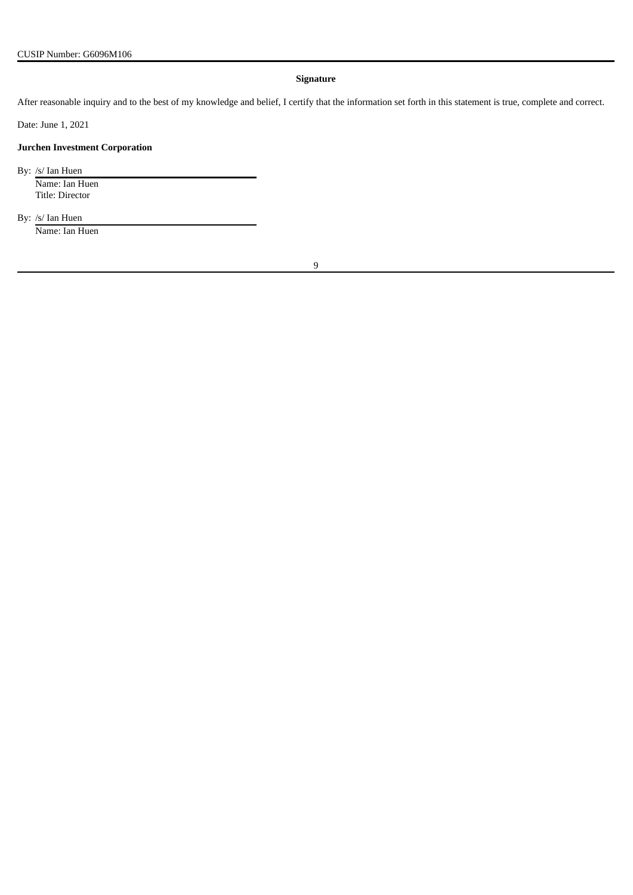CUSIP Number: G6096M106

**Signature**

After reasonable inquiry and to the best of my knowledge and belief, I certify that the information set forth in this statement is true, complete and correct.

Date: June 1, 2021

**Jurchen Investment Corporation**

By: /s/ Ian Huen
Name: Ian Huen
Title: Director

By: /s/ Ian Huen
Name: Ian Huen